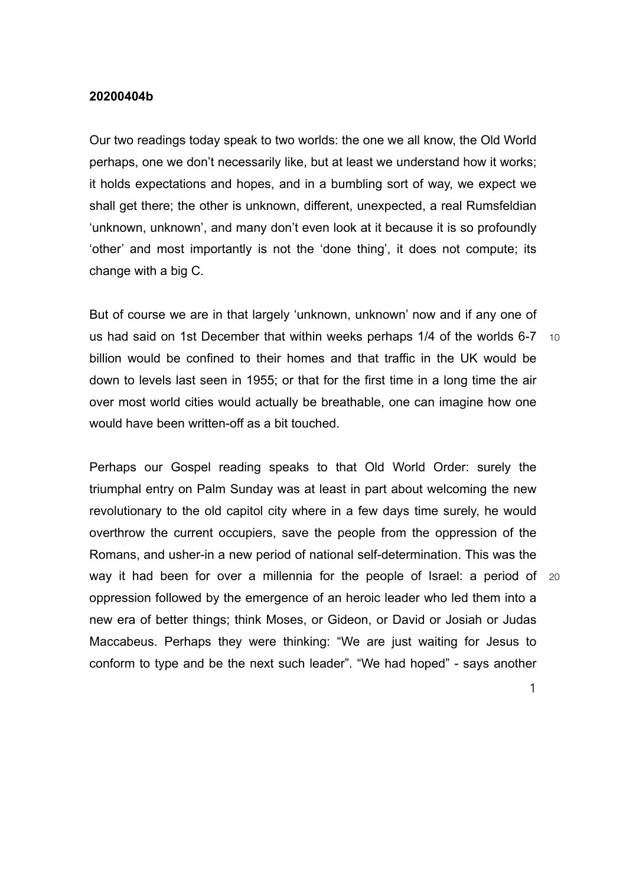**20200404b**

Our two readings today speak to two worlds: the one we all know, the Old World perhaps, one we don't necessarily like, but at least we understand how it works; it holds expectations and hopes, and in a bumbling sort of way, we expect we shall get there; the other is unknown, different, unexpected, a real Rumsfeldian 'unknown, unknown', and many don't even look at it because it is so profoundly 'other' and most importantly is not the 'done thing', it does not compute; its change with a big C.

But of course we are in that largely 'unknown, unknown' now and if any one of us had said on 1st December that within weeks perhaps 1/4 of the worlds 6-7 billion would be confined to their homes and that traffic in the UK would be down to levels last seen in 1955; or that for the first time in a long time the air over most world cities would actually be breathable, one can imagine how one would have been written-off as a bit touched.

Perhaps our Gospel reading speaks to that Old World Order: surely the triumphal entry on Palm Sunday was at least in part about welcoming the new revolutionary to the old capitol city where in a few days time surely, he would overthrow the current occupiers, save the people from the oppression of the Romans, and usher-in a new period of national self-determination. This was the way it had been for over a millennia for the people of Israel: a period of oppression followed by the emergence of an heroic leader who led them into a new era of better things; think Moses, or Gideon, or David or Josiah or Judas Maccabeus. Perhaps they were thinking: "We are just waiting for Jesus to conform to type and be the next such leader". "We had hoped" - says another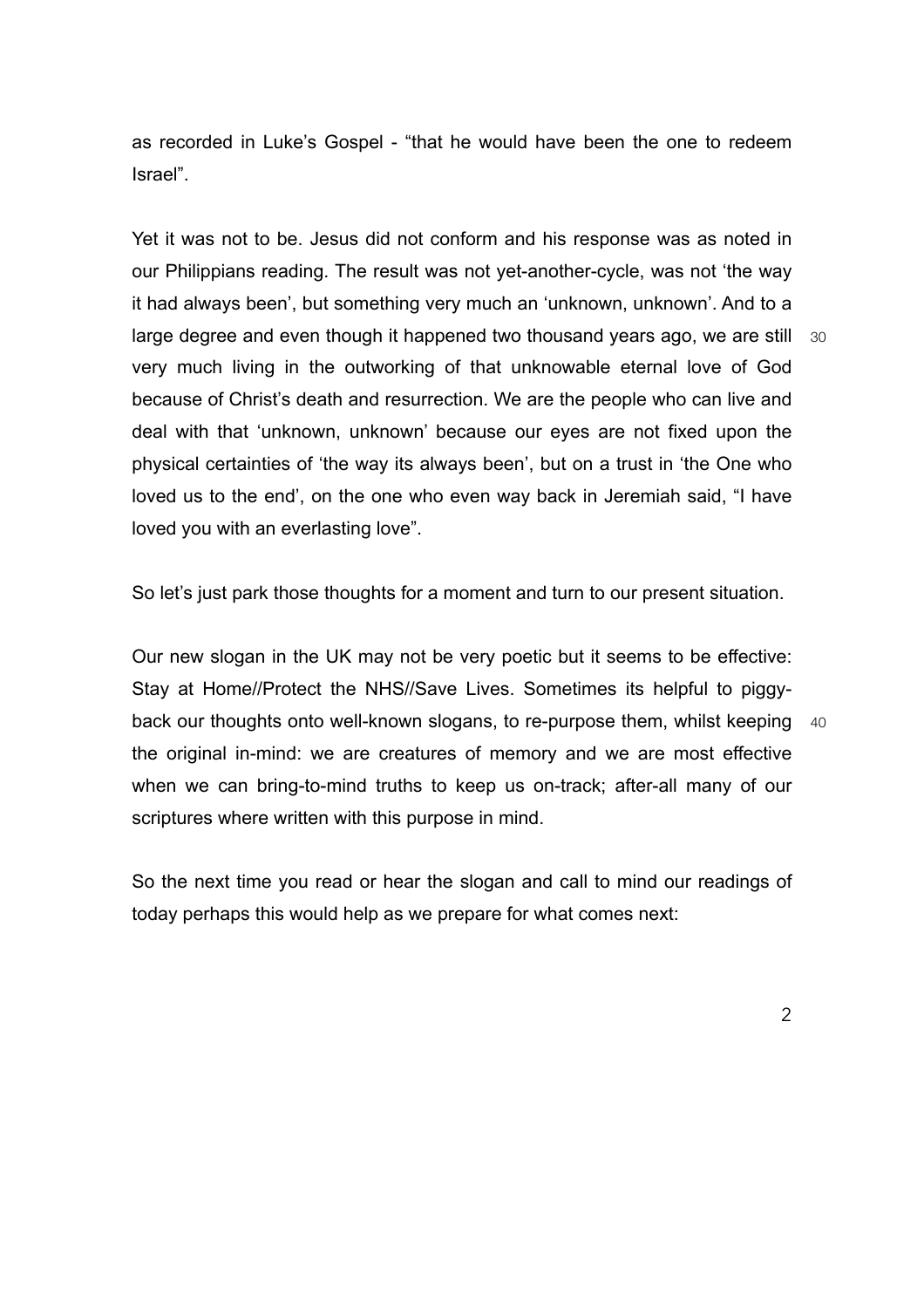as recorded in Luke's Gospel - "that he would have been the one to redeem Israel".

Yet it was not to be. Jesus did not conform and his response was as noted in our Philippians reading. The result was not yet-another-cycle, was not 'the way it had always been', but something very much an 'unknown, unknown'. And to a large degree and even though it happened two thousand years ago, we are still very much living in the outworking of that unknowable eternal love of God because of Christ's death and resurrection. We are the people who can live and deal with that 'unknown, unknown' because our eyes are not fixed upon the physical certainties of 'the way its always been', but on a trust in 'the One who loved us to the end', on the one who even way back in Jeremiah said, "I have loved you with an everlasting love".

So let's just park those thoughts for a moment and turn to our present situation.

Our new slogan in the UK may not be very poetic but it seems to be effective: Stay at Home//Protect the NHS//Save Lives. Sometimes its helpful to piggy-back our thoughts onto well-known slogans, to re-purpose them, whilst keeping the original in-mind: we are creatures of memory and we are most effective when we can bring-to-mind truths to keep us on-track; after-all many of our scriptures where written with this purpose in mind.

So the next time you read or hear the slogan and call to mind our readings of today perhaps this would help as we prepare for what comes next: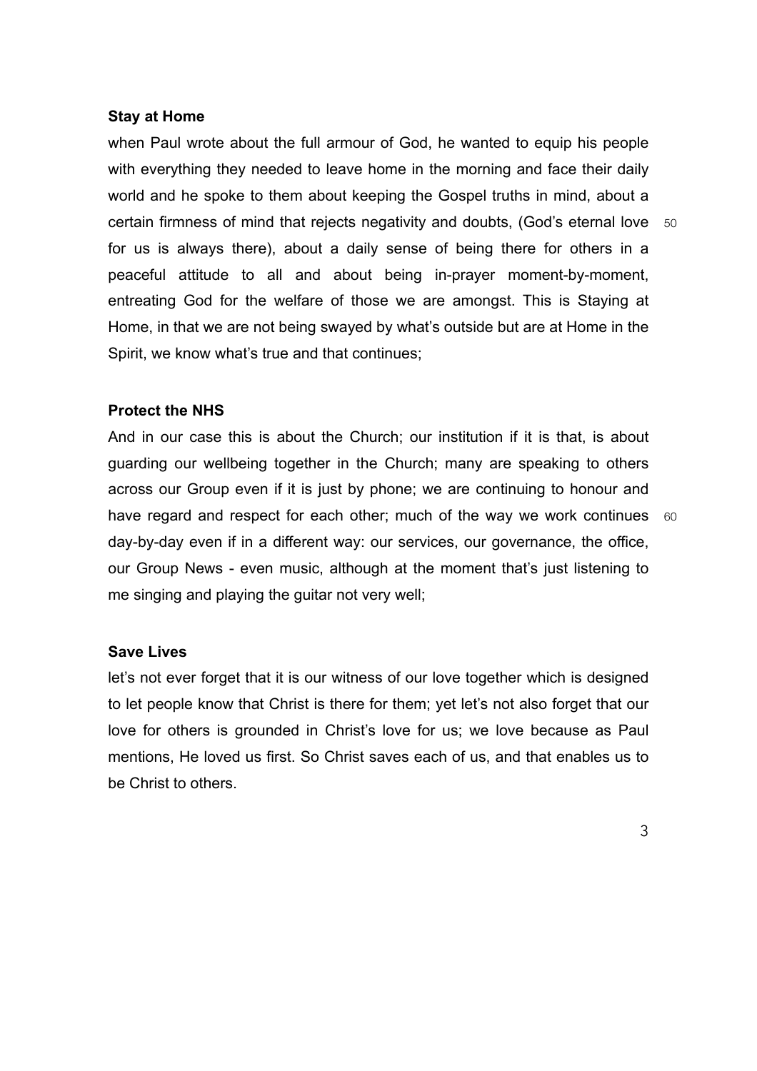**Stay at Home**

when Paul wrote about the full armour of God, he wanted to equip his people with everything they needed to leave home in the morning and face their daily world and he spoke to them about keeping the Gospel truths in mind, about a certain firmness of mind that rejects negativity and doubts, (God's eternal love for us is always there), about a daily sense of being there for others in a peaceful attitude to all and about being in-prayer moment-by-moment, entreating God for the welfare of those we are amongst. This is Staying at Home, in that we are not being swayed by what's outside but are at Home in the Spirit, we know what's true and that continues;

**Protect the NHS**

And in our case this is about the Church; our institution if it is that, is about guarding our wellbeing together in the Church; many are speaking to others across our Group even if it is just by phone; we are continuing to honour and have regard and respect for each other; much of the way we work continues day-by-day even if in a different way: our services, our governance, the office, our Group News - even music, although at the moment that's just listening to me singing and playing the guitar not very well;

**Save Lives**

let's not ever forget that it is our witness of our love together which is designed to let people know that Christ is there for them; yet let's not also forget that our love for others is grounded in Christ's love for us; we love because as Paul mentions, He loved us first. So Christ saves each of us, and that enables us to be Christ to others.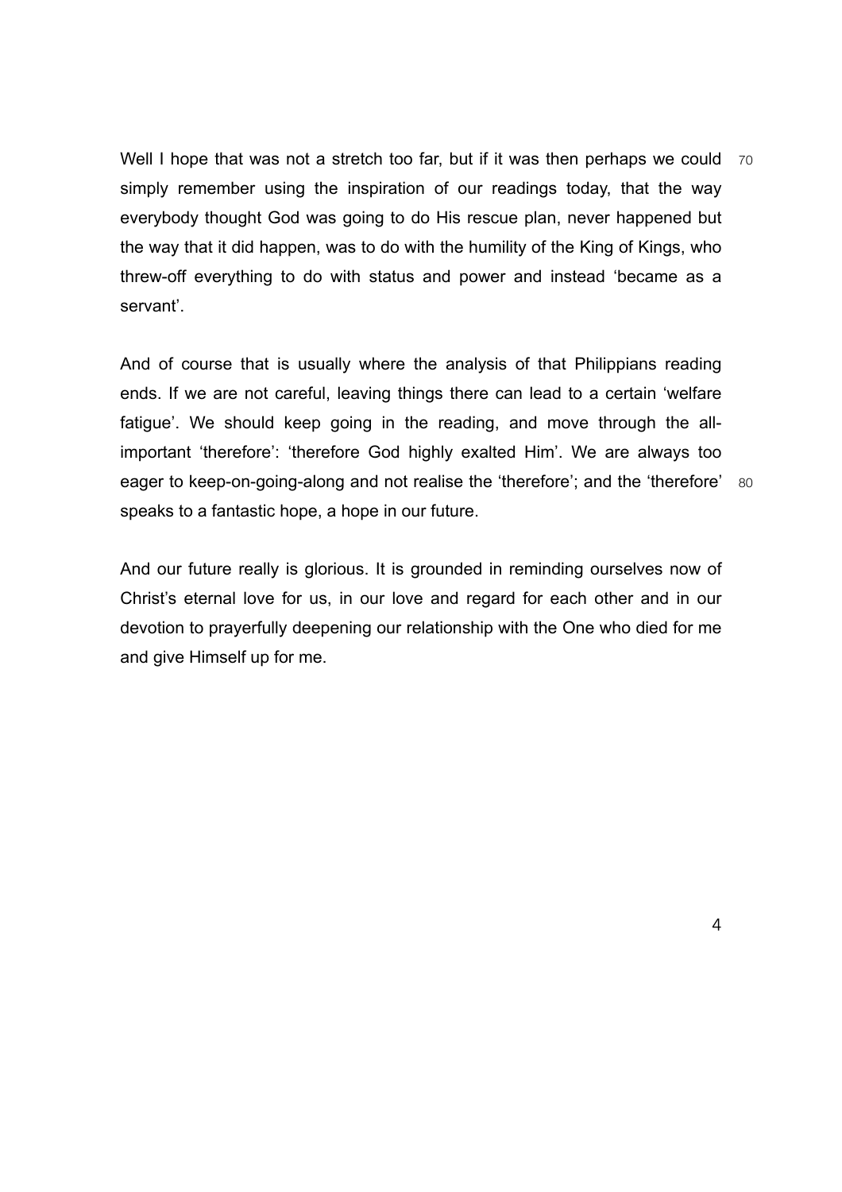Well I hope that was not a stretch too far, but if it was then perhaps we could simply remember using the inspiration of our readings today, that the way everybody thought God was going to do His rescue plan, never happened but the way that it did happen, was to do with the humility of the King of Kings, who threw-off everything to do with status and power and instead 'became as a servant'.

And of course that is usually where the analysis of that Philippians reading ends. If we are not careful, leaving things there can lead to a certain 'welfare fatigue'. We should keep going in the reading, and move through the all-important 'therefore': 'therefore God highly exalted Him'. We are always too eager to keep-on-going-along and not realise the 'therefore'; and the 'therefore' speaks to a fantastic hope, a hope in our future.

And our future really is glorious. It is grounded in reminding ourselves now of Christ's eternal love for us, in our love and regard for each other and in our devotion to prayerfully deepening our relationship with the One who died for me and give Himself up for me.